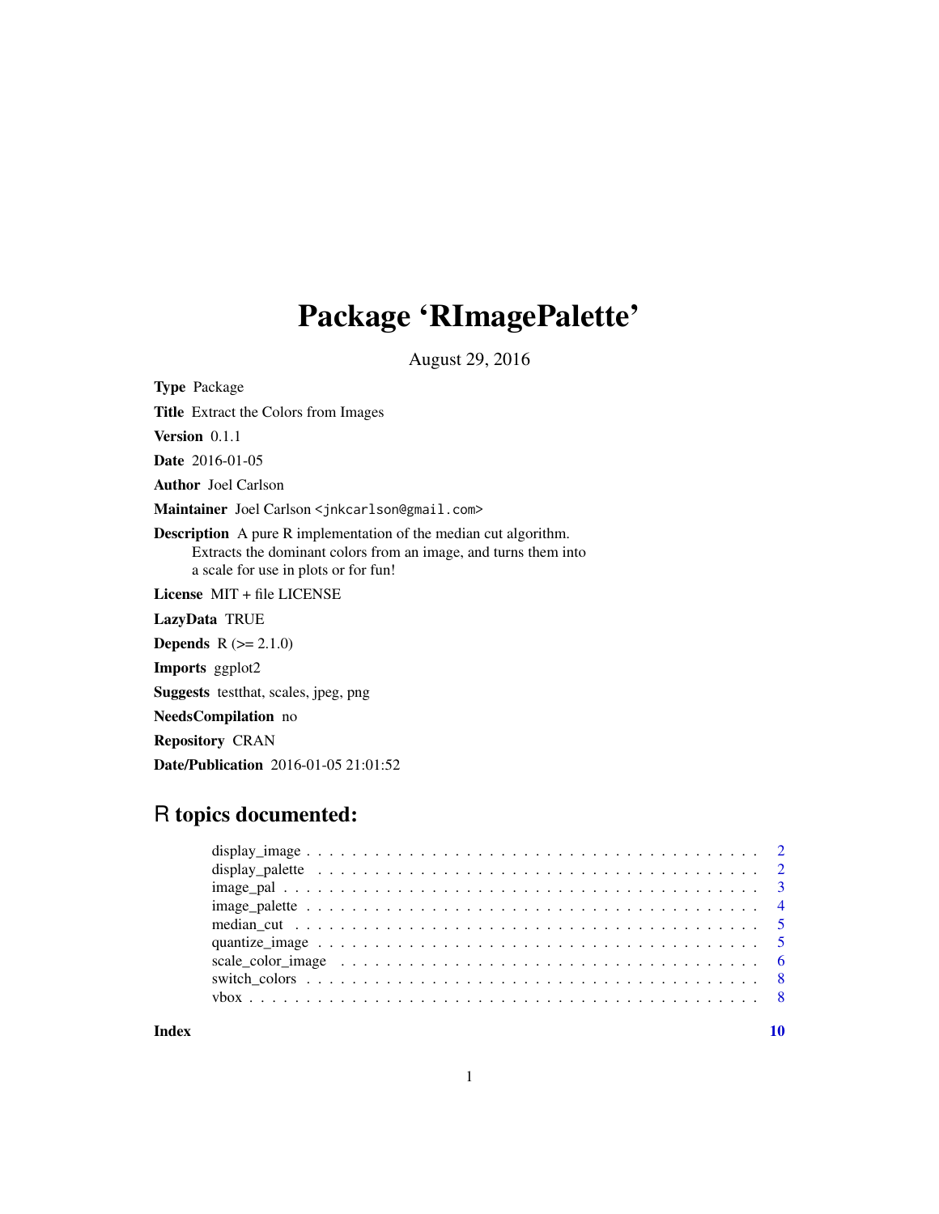# Package 'RImagePalette'

August 29, 2016

**Type** Package

**Title** Extract the Colors from Images

**Version** 0.1.1

**Date** 2016-01-05

**Author** Joel Carlson

**Maintainer** Joel Carlson <jnkcarlson@gmail.com>

**Description** A pure R implementation of the median cut algorithm.
Extracts the dominant colors from an image, and turns them into
a scale for use in plots or for fun!

**License** MIT + file LICENSE

**LazyData** TRUE

**Depends** R (>= 2.1.0)

**Imports** ggplot2

**Suggests** testthat, scales, jpeg, png

**NeedsCompilation** no

**Repository** CRAN

**Date/Publication** 2016-01-05 21:01:52

## R topics documented:

- display_image . . . . . . . . . . . . . . . . . . . . . . . . . . . . . . . . . . . . . . . . 2
- display_palette . . . . . . . . . . . . . . . . . . . . . . . . . . . . . . . . . . . . . . . 2
- image_pal . . . . . . . . . . . . . . . . . . . . . . . . . . . . . . . . . . . . . . . . . . 3
- image_palette . . . . . . . . . . . . . . . . . . . . . . . . . . . . . . . . . . . . . . . . 4
- median_cut . . . . . . . . . . . . . . . . . . . . . . . . . . . . . . . . . . . . . . . . . 5
- quantize_image . . . . . . . . . . . . . . . . . . . . . . . . . . . . . . . . . . . . . . . 5
- scale_color_image . . . . . . . . . . . . . . . . . . . . . . . . . . . . . . . . . . . . . 6
- switch_colors . . . . . . . . . . . . . . . . . . . . . . . . . . . . . . . . . . . . . . . . 8
- vbox . . . . . . . . . . . . . . . . . . . . . . . . . . . . . . . . . . . . . . . . . . . . . 8

**Index** 10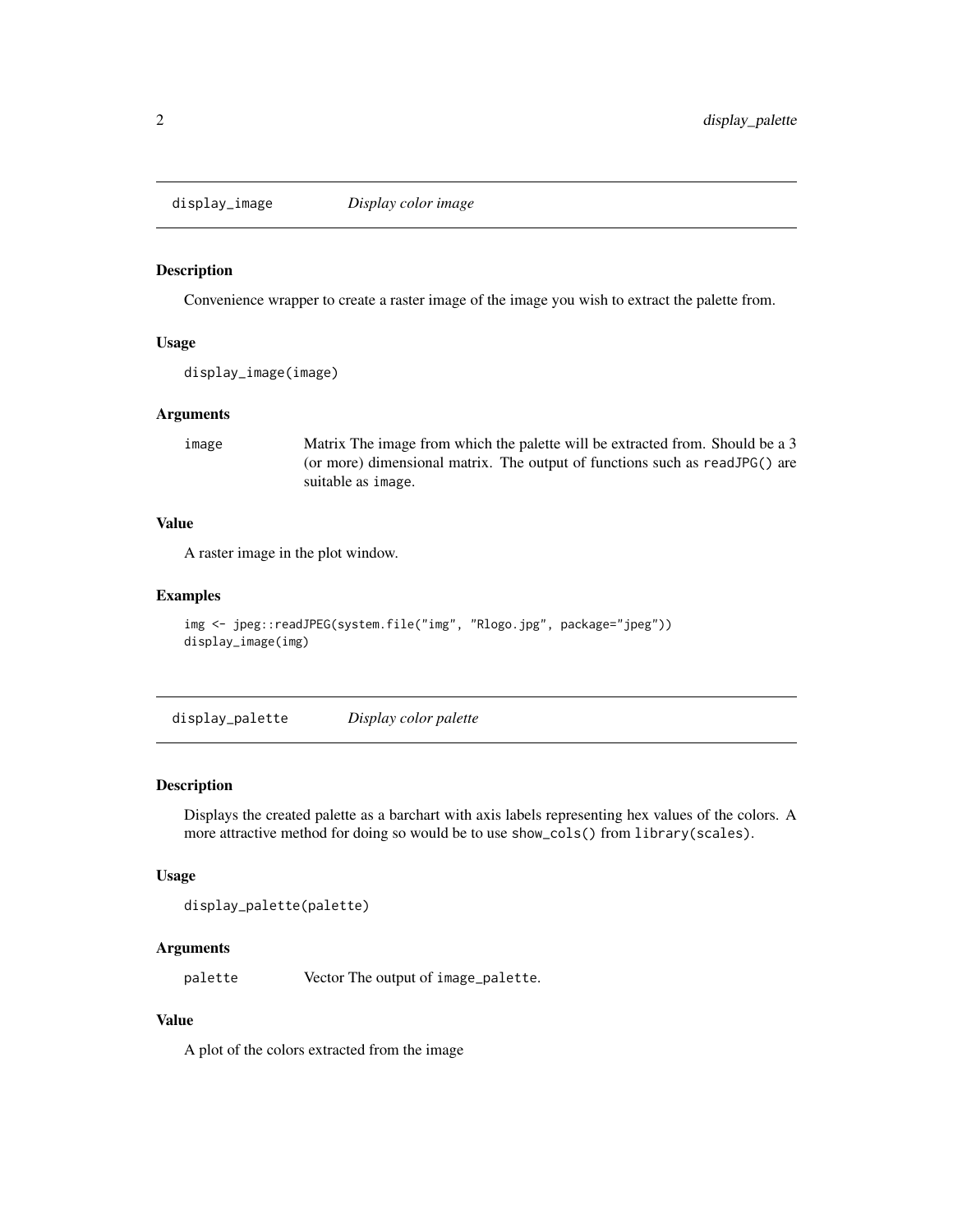## display_image *Display color image*

### Description

Convenience wrapper to create a raster image of the image you wish to extract the palette from.

### Usage

```
display_image(image)
```

### Arguments

| | |
|---|---|
| `image` | Matrix The image from which the palette will be extracted from. Should be a 3 (or more) dimensional matrix. The output of functions such as `readJPG()` are suitable as `image`. |

### Value

A raster image in the plot window.

### Examples

```
img <- jpeg::readJPEG(system.file("img", "Rlogo.jpg", package="jpeg"))
display_image(img)
```

## display_palette *Display color palette*

### Description

Displays the created palette as a barchart with axis labels representing hex values of the colors. A more attractive method for doing so would be to use `show_cols()` from `library(scales)`.

### Usage

```
display_palette(palette)
```

### Arguments

| | |
|---|---|
| `palette` | Vector The output of `image_palette`. |

### Value

A plot of the colors extracted from the image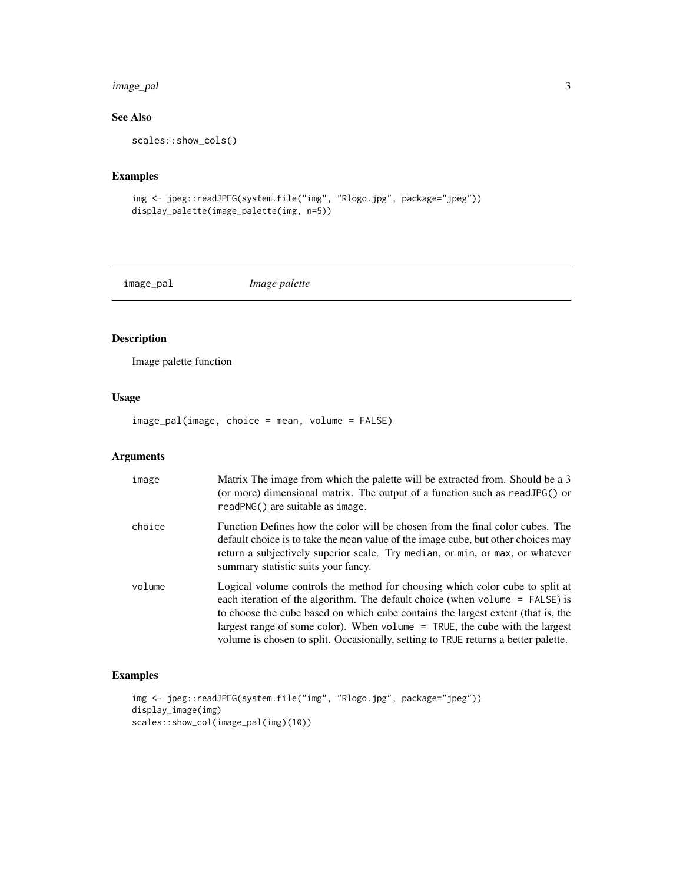### See Also

```
scales::show_cols()
```

### Examples

```
img <- jpeg::readJPEG(system.file("img", "Rlogo.jpg", package="jpeg"))
display_palette(image_palette(img, n=5))
```

---

## image_pal — *Image palette*

---

### Description

Image palette function

### Usage

```
image_pal(image, choice = mean, volume = FALSE)
```

### Arguments

| | |
|---|---|
| `image` | Matrix The image from which the palette will be extracted from. Should be a 3 (or more) dimensional matrix. The output of a function such as `readJPG()` or `readPNG()` are suitable as `image`. |
| `choice` | Function Defines how the color will be chosen from the final color cubes. The default choice is to take the `mean` value of the image cube, but other choices may return a subjectively superior scale. Try `median`, or `min`, or `max`, or whatever summary statistic suits your fancy. |
| `volume` | Logical volume controls the method for choosing which color cube to split at each iteration of the algorithm. The default choice (when `volume = FALSE`) is to choose the cube based on which cube contains the largest extent (that is, the largest range of some color). When `volume = TRUE`, the cube with the largest volume is chosen to split. Occasionally, setting to `TRUE` returns a better palette. |

### Examples

```
img <- jpeg::readJPEG(system.file("img", "Rlogo.jpg", package="jpeg"))
display_image(img)
scales::show_col(image_pal(img)(10))
```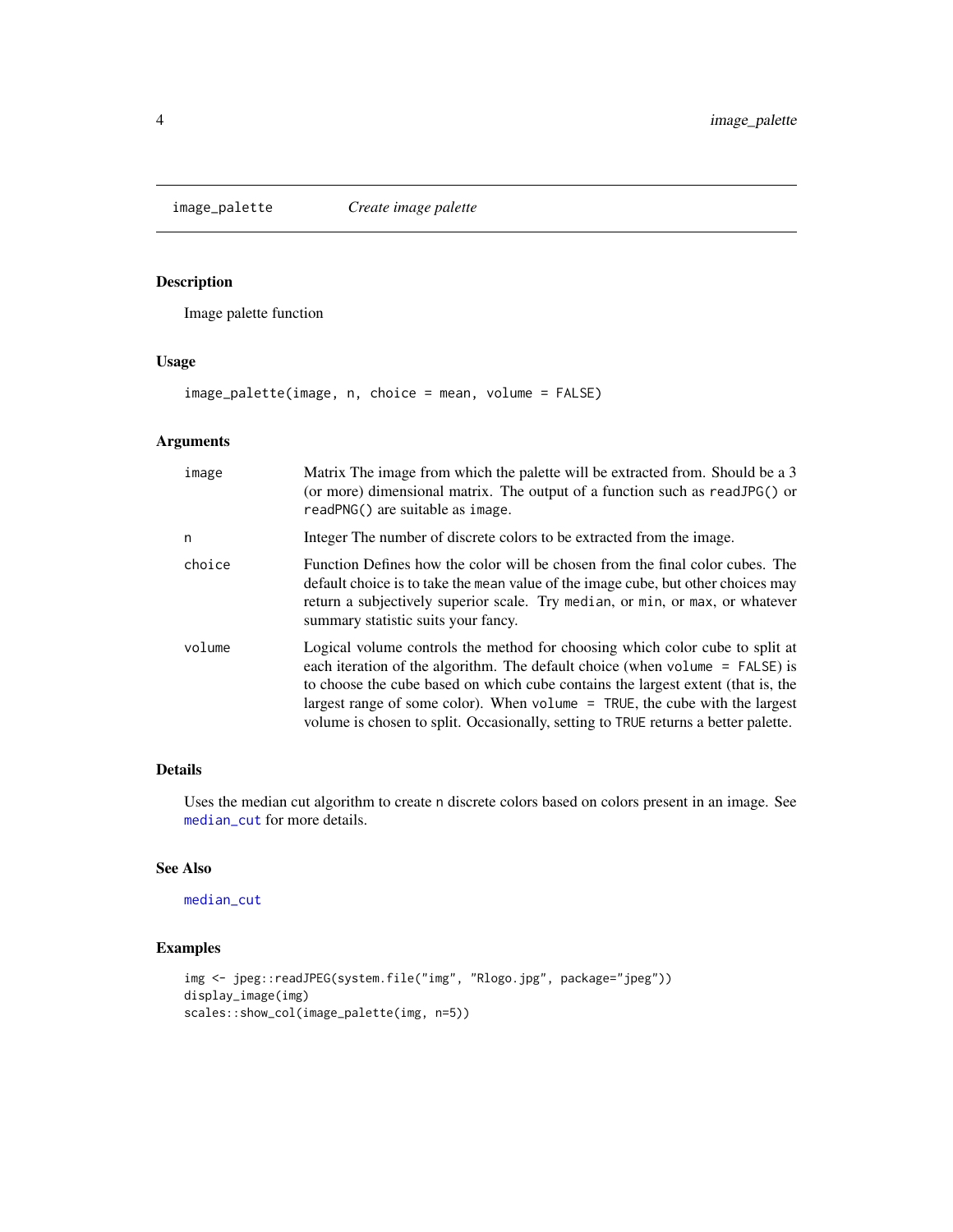## image_palette *Create image palette*

### Description

Image palette function

### Usage

```
image_palette(image, n, choice = mean, volume = FALSE)
```

### Arguments

| | |
|---|---|
| image | Matrix The image from which the palette will be extracted from. Should be a 3 (or more) dimensional matrix. The output of a function such as `readJPG()` or `readPNG()` are suitable as `image`. |
| n | Integer The number of discrete colors to be extracted from the image. |
| choice | Function Defines how the color will be chosen from the final color cubes. The default choice is to take the `mean` value of the image cube, but other choices may return a subjectively superior scale. Try `median`, or `min`, or `max`, or whatever summary statistic suits your fancy. |
| volume | Logical volume controls the method for choosing which color cube to split at each iteration of the algorithm. The default choice (when `volume = FALSE`) is to choose the cube based on which cube contains the largest extent (that is, the largest range of some color). When `volume = TRUE`, the cube with the largest volume is chosen to split. Occasionally, setting to `TRUE` returns a better palette. |

### Details

Uses the median cut algorithm to create `n` discrete colors based on colors present in an image. See `median_cut` for more details.

### See Also

`median_cut`

### Examples

```
img <- jpeg::readJPEG(system.file("img", "Rlogo.jpg", package="jpeg"))
display_image(img)
scales::show_col(image_palette(img, n=5))
```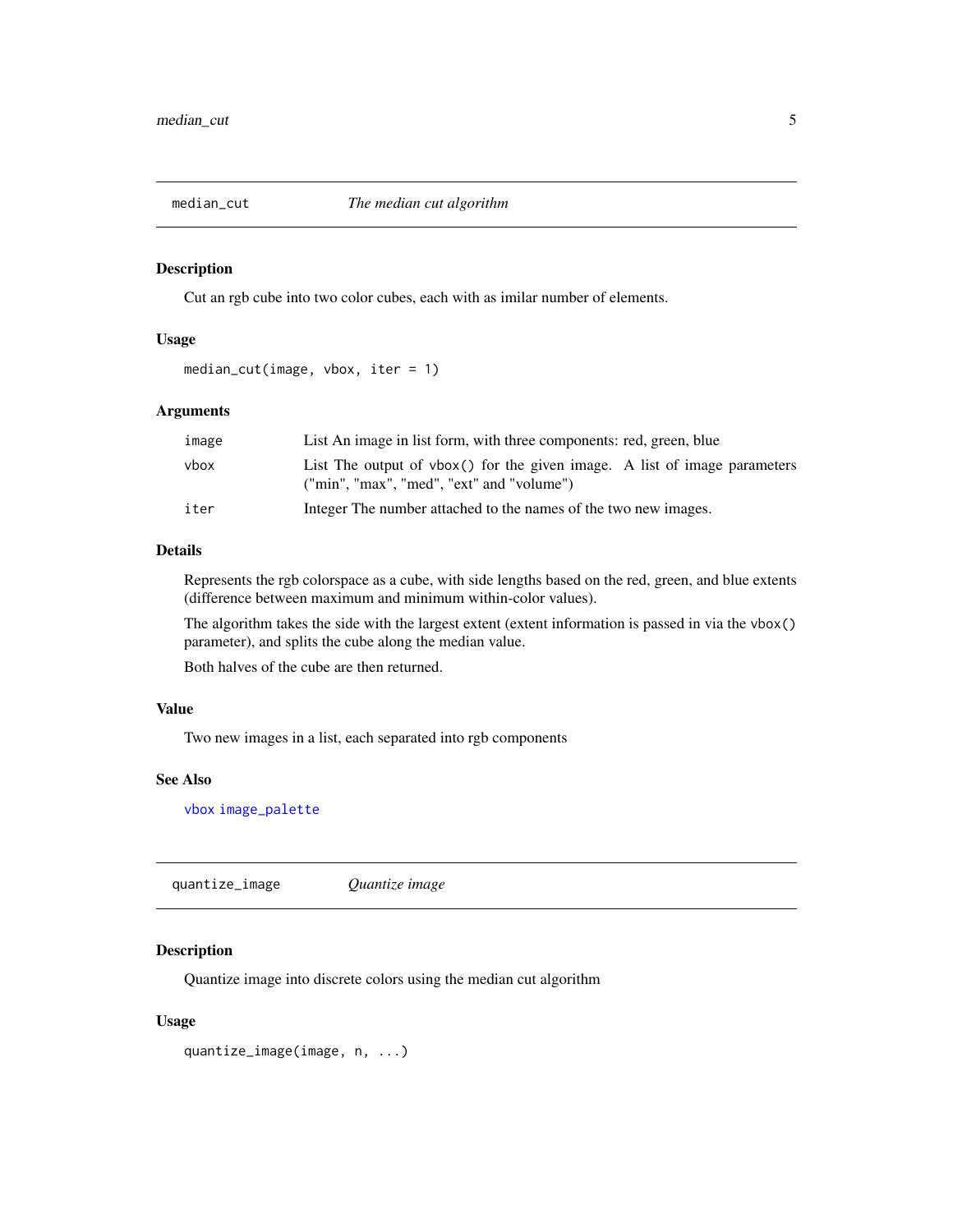## median_cut — *The median cut algorithm*

### Description

Cut an rgb cube into two color cubes, each with as imilar number of elements.

### Usage

```
median_cut(image, vbox, iter = 1)
```

### Arguments

| | |
|---|---|
| image | List An image in list form, with three components: red, green, blue |
| vbox | List The output of vbox() for the given image. A list of image parameters ("min", "max", "med", "ext" and "volume") |
| iter | Integer The number attached to the names of the two new images. |

### Details

Represents the rgb colorspace as a cube, with side lengths based on the red, green, and blue extents (difference between maximum and minimum within-color values).

The algorithm takes the side with the largest extent (extent information is passed in via the vbox() parameter), and splits the cube along the median value.

Both halves of the cube are then returned.

### Value

Two new images in a list, each separated into rgb components

### See Also

vbox image_palette

## quantize_image — *Quantize image*

### Description

Quantize image into discrete colors using the median cut algorithm

### Usage

```
quantize_image(image, n, ...)
```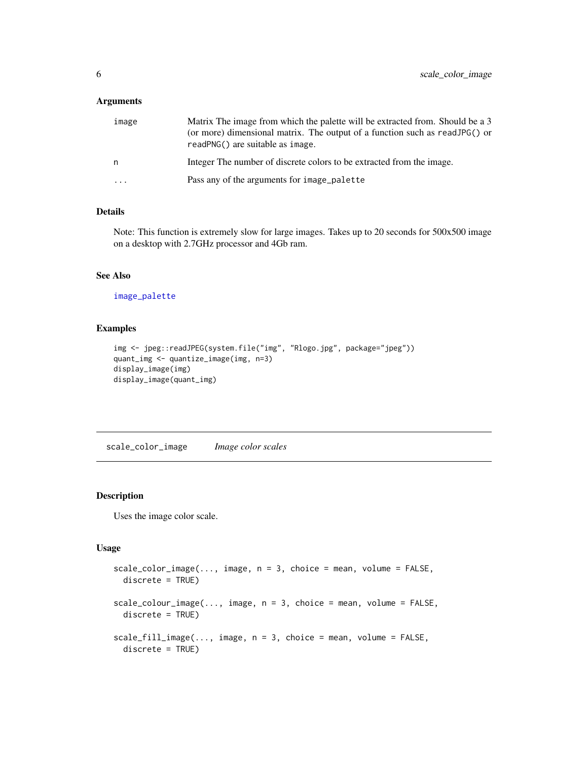### Arguments

| | |
|---|---|
| image | Matrix The image from which the palette will be extracted from. Should be a 3 (or more) dimensional matrix. The output of a function such as `readJPG()` or `readPNG()` are suitable as `image`. |
| n | Integer The number of discrete colors to be extracted from the image. |
| ... | Pass any of the arguments for `image_palette` |

### Details

Note: This function is extremely slow for large images. Takes up to 20 seconds for 500x500 image on a desktop with 2.7GHz processor and 4Gb ram.

### See Also

image_palette

### Examples

```
img <- jpeg::readJPEG(system.file("img", "Rlogo.jpg", package="jpeg"))
quant_img <- quantize_image(img, n=3)
display_image(img)
display_image(quant_img)
```

---

## scale_color_image *Image color scales*

---

### Description

Uses the image color scale.

### Usage

```
scale_color_image(..., image, n = 3, choice = mean, volume = FALSE,
  discrete = TRUE)

scale_colour_image(..., image, n = 3, choice = mean, volume = FALSE,
  discrete = TRUE)

scale_fill_image(..., image, n = 3, choice = mean, volume = FALSE,
  discrete = TRUE)
```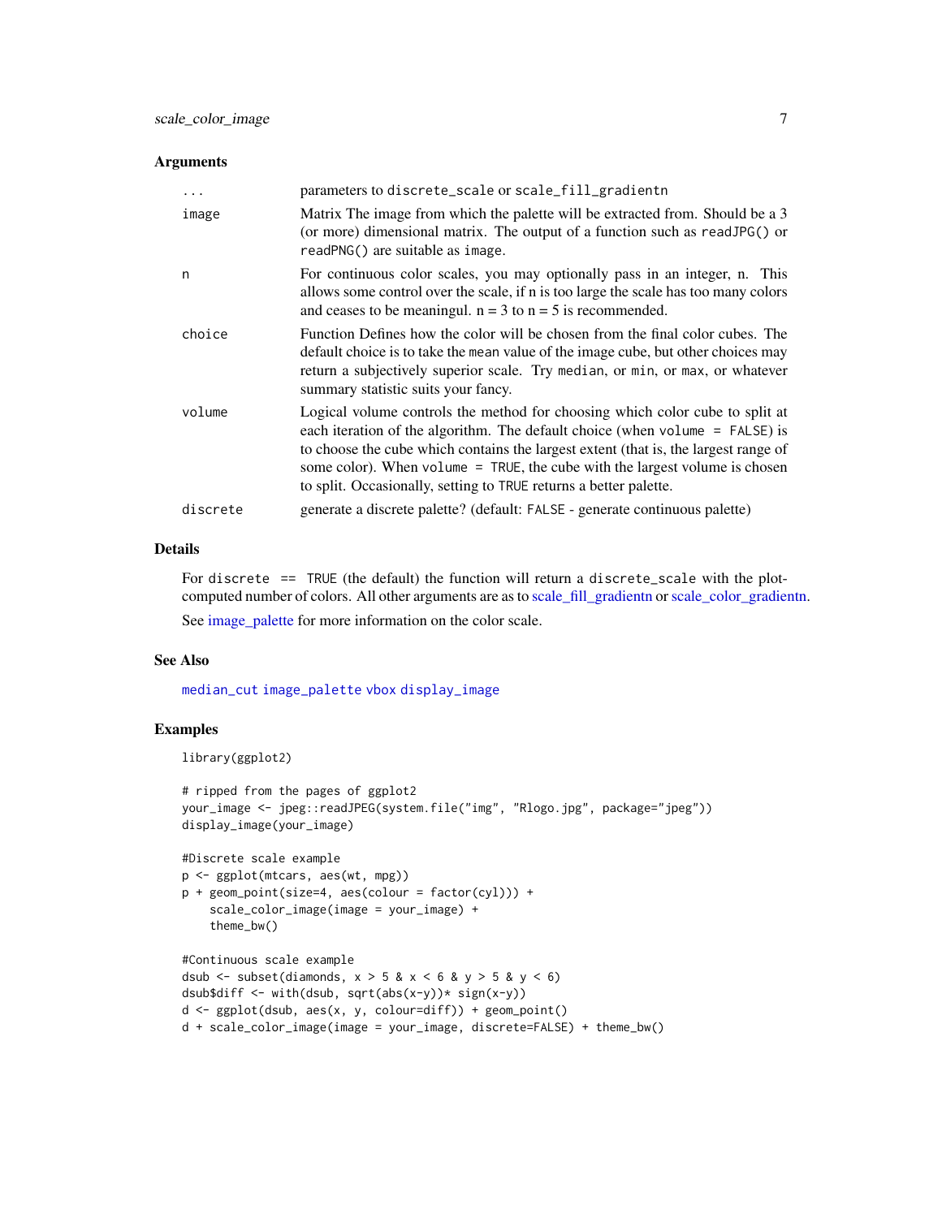### Arguments

| | |
|---|---|
| `...` | parameters to `discrete_scale` or `scale_fill_gradientn` |
| `image` | Matrix The image from which the palette will be extracted from. Should be a 3 (or more) dimensional matrix. The output of a function such as `readJPG()` or `readPNG()` are suitable as `image`. |
| `n` | For continuous color scales, you may optionally pass in an integer, n. This allows some control over the scale, if n is too large the scale has too many colors and ceases to be meaningul. n = 3 to n = 5 is recommended. |
| `choice` | Function Defines how the color will be chosen from the final color cubes. The default choice is to take the `mean` value of the image cube, but other choices may return a subjectively superior scale. Try `median`, or `min`, or `max`, or whatever summary statistic suits your fancy. |
| `volume` | Logical volume controls the method for choosing which color cube to split at each iteration of the algorithm. The default choice (when `volume = FALSE`) is to choose the cube which contains the largest extent (that is, the largest range of some color). When `volume = TRUE`, the cube with the largest volume is chosen to split. Occasionally, setting to `TRUE` returns a better palette. |
| `discrete` | generate a discrete palette? (default: `FALSE` - generate continuous palette) |

### Details

For `discrete == TRUE` (the default) the function will return a `discrete_scale` with the plot-computed number of colors. All other arguments are as to scale_fill_gradientn or scale_color_gradientn.

See image_palette for more information on the color scale.

### See Also

`median_cut` `image_palette` `vbox` `display_image`

### Examples

```
library(ggplot2)

# ripped from the pages of ggplot2
your_image <- jpeg::readJPEG(system.file("img", "Rlogo.jpg", package="jpeg"))
display_image(your_image)

#Discrete scale example
p <- ggplot(mtcars, aes(wt, mpg))
p + geom_point(size=4, aes(colour = factor(cyl))) +
    scale_color_image(image = your_image) +
    theme_bw()

#Continuous scale example
dsub <- subset(diamonds, x > 5 & x < 6 & y > 5 & y < 6)
dsub$diff <- with(dsub, sqrt(abs(x-y))* sign(x-y))
d <- ggplot(dsub, aes(x, y, colour=diff)) + geom_point()
d + scale_color_image(image = your_image, discrete=FALSE) + theme_bw()
```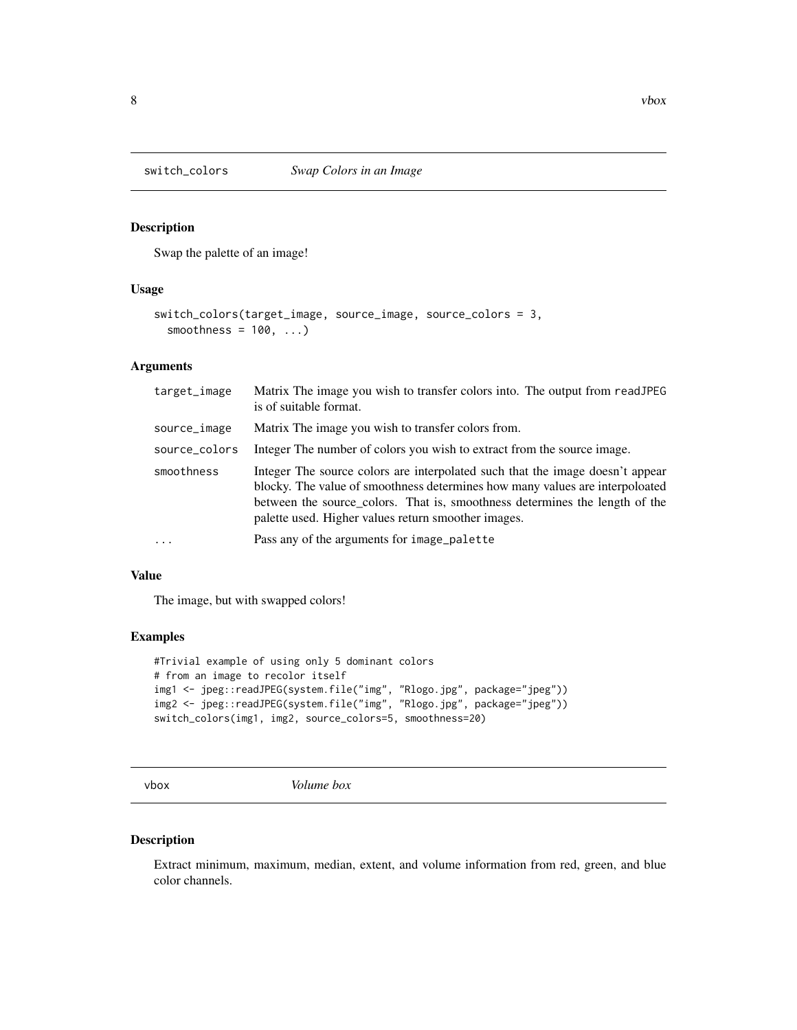## switch_colors *Swap Colors in an Image*

### Description

Swap the palette of an image!

### Usage

```
switch_colors(target_image, source_image, source_colors = 3,
  smoothness = 100, ...)
```

### Arguments

| | |
|---|---|
| target_image | Matrix The image you wish to transfer colors into. The output from readJPEG is of suitable format. |
| source_image | Matrix The image you wish to transfer colors from. |
| source_colors | Integer The number of colors you wish to extract from the source image. |
| smoothness | Integer The source colors are interpolated such that the image doesn't appear blocky. The value of smoothness determines how many values are interpoloated between the source_colors. That is, smoothness determines the length of the palette used. Higher values return smoother images. |
| ... | Pass any of the arguments for image_palette |

### Value

The image, but with swapped colors!

### Examples

```
#Trivial example of using only 5 dominant colors
# from an image to recolor itself
img1 <- jpeg::readJPEG(system.file("img", "Rlogo.jpg", package="jpeg"))
img2 <- jpeg::readJPEG(system.file("img", "Rlogo.jpg", package="jpeg"))
switch_colors(img1, img2, source_colors=5, smoothness=20)
```

## vbox *Volume box*

### Description

Extract minimum, maximum, median, extent, and volume information from red, green, and blue color channels.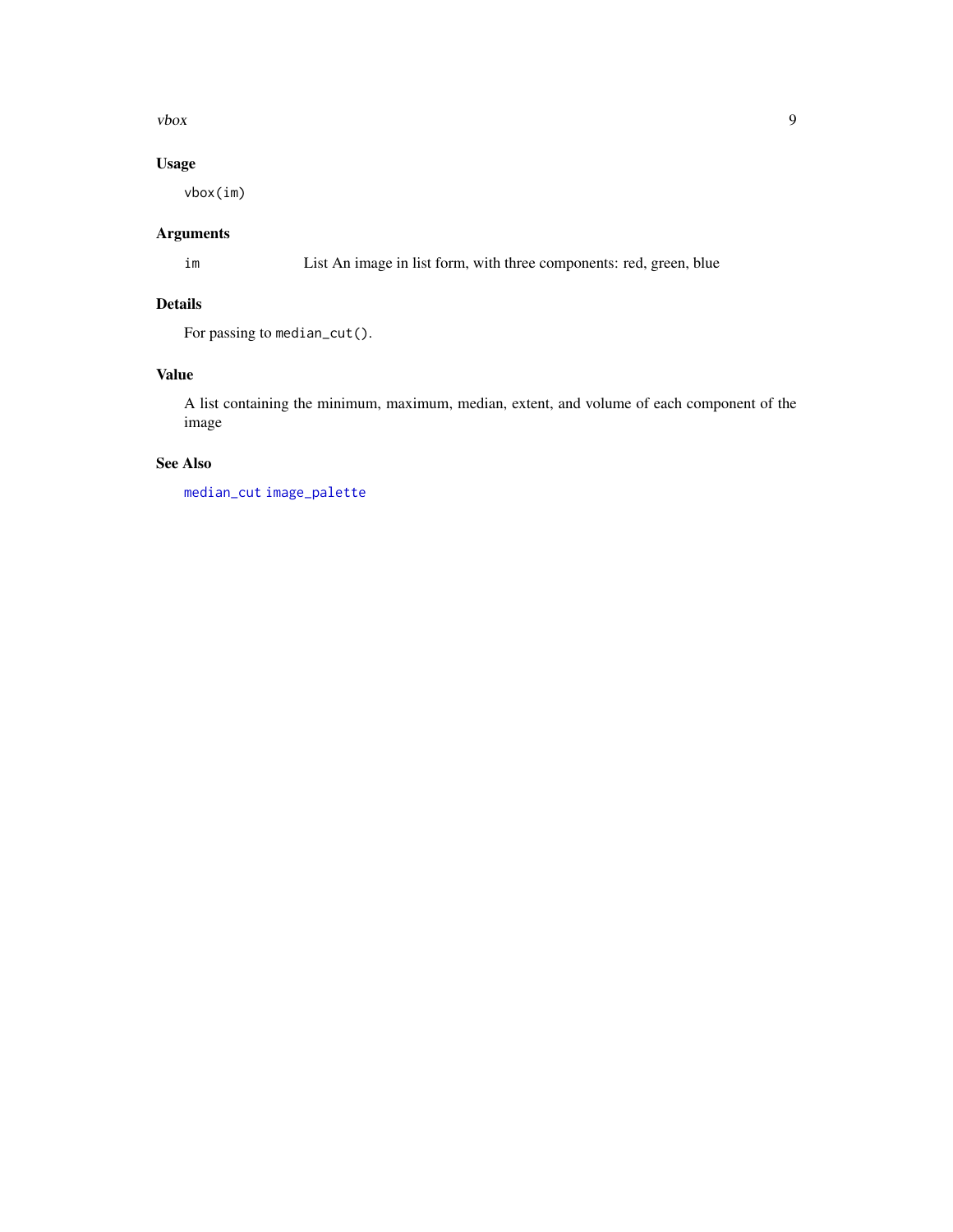### Usage

```
vbox(im)
```

### Arguments

| | |
|---|---|
| im | List An image in list form, with three components: red, green, blue |

### Details

For passing to `median_cut()`.

### Value

A list containing the minimum, maximum, median, extent, and volume of each component of the image

### See Also

median_cut image_palette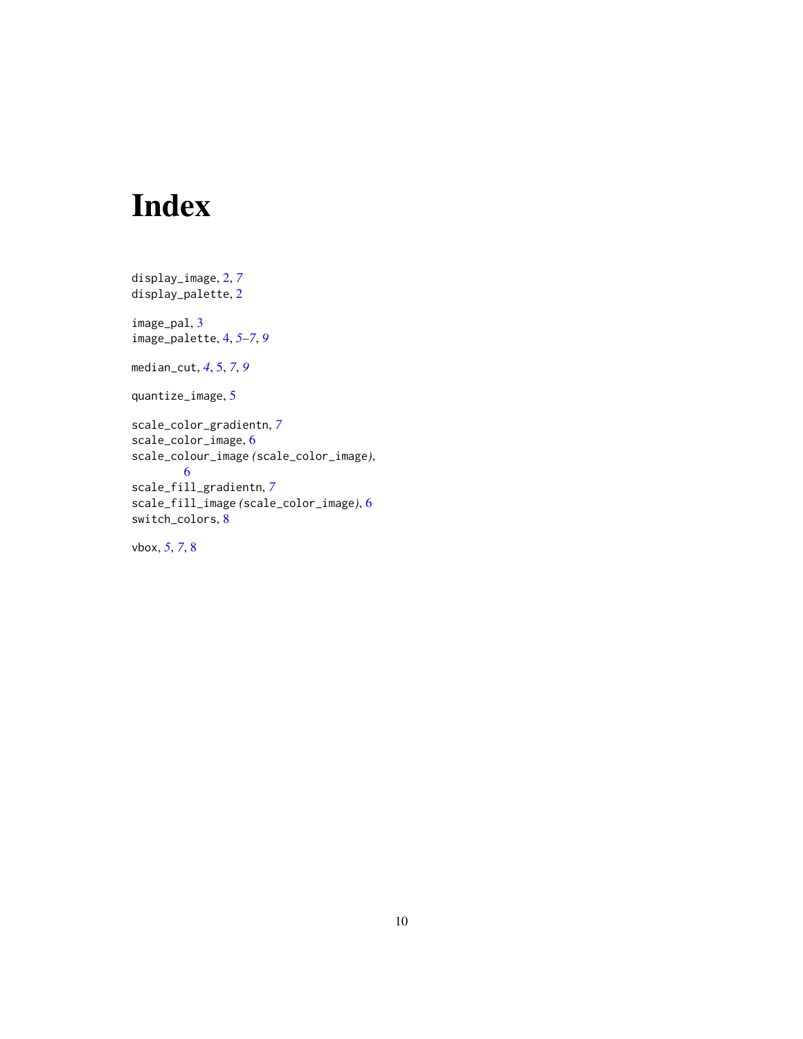# Index

display_image, 2, *7*
display_palette, 2

image_pal, 3
image_palette, 4, *5–7*, *9*

median_cut, *4*, 5, *7*, *9*

quantize_image, 5

scale_color_gradientn, *7*
scale_color_image, 6
scale_colour_image *(*scale_color_image*)*, 6
scale_fill_gradientn, *7*
scale_fill_image *(*scale_color_image*)*, 6
switch_colors, 8

vbox, *5*, *7*, 8